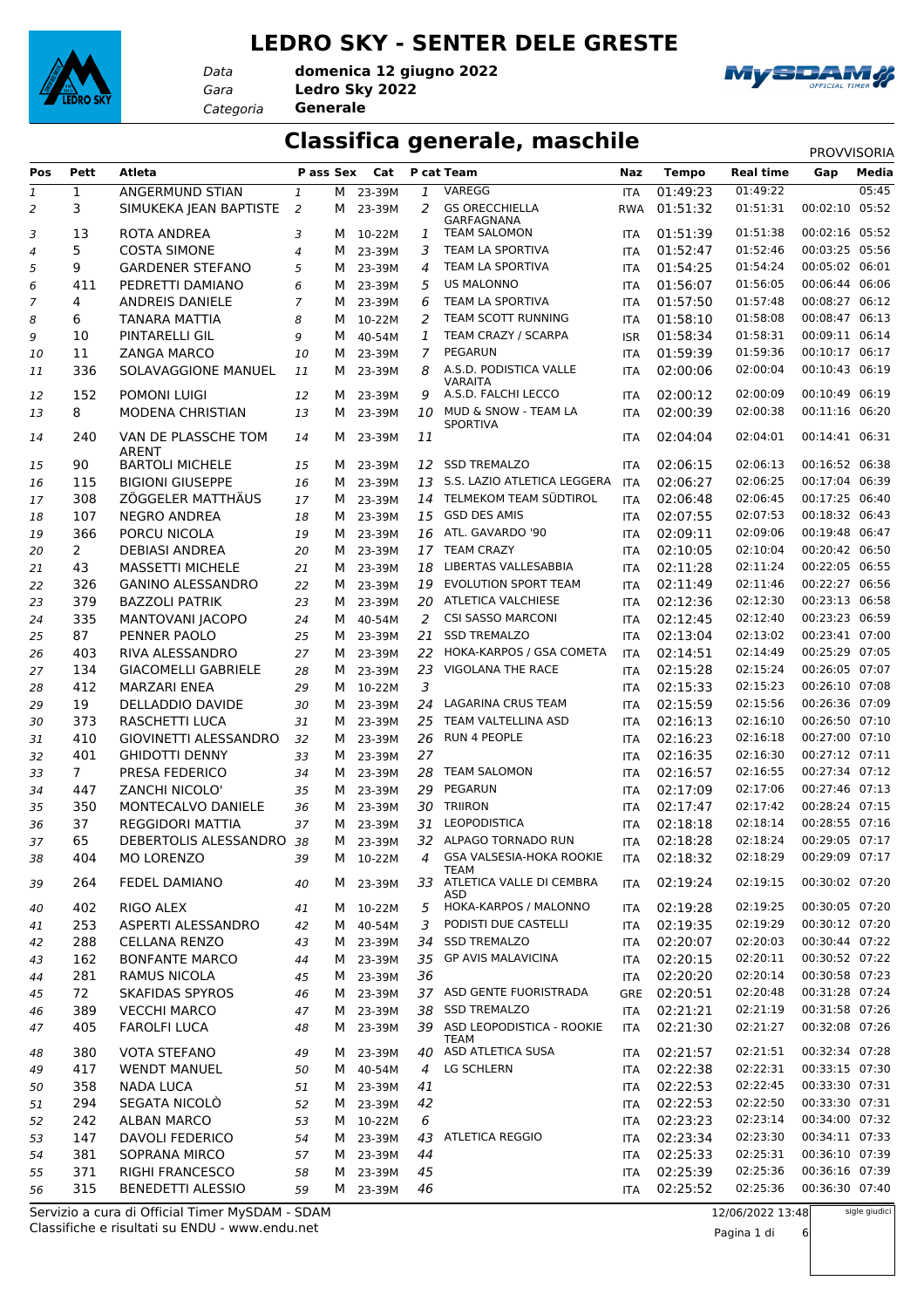# LEDRO SKY - SENTER DELE GRESTE

*Data* **domenica 12 giugno 2022**
*Gara* **Ledro Sky 2022**
*Categoria* **Generale**

## Classifica generale, maschile

PROVVISORIA

| Pos | Pett | Atleta | P ass | Sex | Cat | P cat | Team | Naz | Tempo | Real time | Gap | Media |
|---|---|---|---|---|---|---|---|---|---|---|---|---|
| 1 | 1 | ANGERMUND STIAN | 1 | M | 23-39M | 1 | VAREGG | ITA | 01:49:23 | 01:49:22 | | 05:45 |
| 2 | 3 | SIMUKEKA JEAN BAPTISTE | 2 | M | 23-39M | 2 | GS ORECCHIELLA GARFAGNANA | RWA | 01:51:32 | 01:51:31 | 00:02:10 | 05:52 |
| 3 | 13 | ROTA ANDREA | 3 | M | 10-22M | 1 | TEAM SALOMON | ITA | 01:51:39 | 01:51:38 | 00:02:16 | 05:52 |
| 4 | 5 | COSTA SIMONE | 4 | M | 23-39M | 3 | TEAM LA SPORTIVA | ITA | 01:52:47 | 01:52:46 | 00:03:25 | 05:56 |
| 5 | 9 | GARDENER STEFANO | 5 | M | 23-39M | 4 | TEAM LA SPORTIVA | ITA | 01:54:25 | 01:54:24 | 00:05:02 | 06:01 |
| 6 | 411 | PEDRETTI DAMIANO | 6 | M | 23-39M | 5 | US MALONNO | ITA | 01:56:07 | 01:56:05 | 00:06:44 | 06:06 |
| 7 | 4 | ANDREIS DANIELE | 7 | M | 23-39M | 6 | TEAM LA SPORTIVA | ITA | 01:57:50 | 01:57:48 | 00:08:27 | 06:12 |
| 8 | 6 | TANARA MATTIA | 8 | M | 10-22M | 2 | TEAM SCOTT RUNNING | ITA | 01:58:10 | 01:58:08 | 00:08:47 | 06:13 |
| 9 | 10 | PINTARELLI GIL | 9 | M | 40-54M | 1 | TEAM CRAZY / SCARPA | ISR | 01:58:34 | 01:58:31 | 00:09:11 | 06:14 |
| 10 | 11 | ZANGA MARCO | 10 | M | 23-39M | 7 | PEGARUN | ITA | 01:59:39 | 01:59:36 | 00:10:17 | 06:17 |
| 11 | 336 | SOLAVAGGIONE MANUEL | 11 | M | 23-39M | 8 | A.S.D. PODISTICA VALLE VARAITA | ITA | 02:00:06 | 02:00:04 | 00:10:43 | 06:19 |
| 12 | 152 | POMONI LUIGI | 12 | M | 23-39M | 9 | A.S.D. FALCHI LECCO | ITA | 02:00:12 | 02:00:09 | 00:10:49 | 06:19 |
| 13 | 8 | MODENA CHRISTIAN | 13 | M | 23-39M | 10 | MUD & SNOW - TEAM LA SPORTIVA | ITA | 02:00:39 | 02:00:38 | 00:11:16 | 06:20 |
| 14 | 240 | VAN DE PLASSCHE TOM ARENT | 14 | M | 23-39M | 11 | | ITA | 02:04:04 | 02:04:01 | 00:14:41 | 06:31 |
| 15 | 90 | BARTOLI MICHELE | 15 | M | 23-39M | 12 | SSD TREMALZO | ITA | 02:06:15 | 02:06:13 | 00:16:52 | 06:38 |
| 16 | 115 | BIGIONI GIUSEPPE | 16 | M | 23-39M | 13 | S.S. LAZIO ATLETICA LEGGERA | ITA | 02:06:27 | 02:06:25 | 00:17:04 | 06:39 |
| 17 | 308 | ZÖGGELER MATTHÄUS | 17 | M | 23-39M | 14 | TELMEKOM TEAM SÜDTIROL | ITA | 02:06:48 | 02:06:45 | 00:17:25 | 06:40 |
| 18 | 107 | NEGRO ANDREA | 18 | M | 23-39M | 15 | GSD DES AMIS | ITA | 02:07:55 | 02:07:53 | 00:18:32 | 06:43 |
| 19 | 366 | PORCU NICOLA | 19 | M | 23-39M | 16 | ATL. GAVARDO '90 | ITA | 02:09:11 | 02:09:06 | 00:19:48 | 06:47 |
| 20 | 2 | DEBIASI ANDREA | 20 | M | 23-39M | 17 | TEAM CRAZY | ITA | 02:10:05 | 02:10:04 | 00:20:42 | 06:50 |
| 21 | 43 | MASSETTI MICHELE | 21 | M | 23-39M | 18 | LIBERTAS VALLESABBIA | ITA | 02:11:28 | 02:11:24 | 00:22:05 | 06:55 |
| 22 | 326 | GANINO ALESSANDRO | 22 | M | 23-39M | 19 | EVOLUTION SPORT TEAM | ITA | 02:11:49 | 02:11:46 | 00:22:27 | 06:56 |
| 23 | 379 | BAZZOLI PATRIK | 23 | M | 23-39M | 20 | ATLETICA VALCHIESE | ITA | 02:12:36 | 02:12:30 | 00:23:13 | 06:58 |
| 24 | 335 | MANTOVANI JACOPO | 24 | M | 40-54M | 2 | CSI SASSO MARCONI | ITA | 02:12:45 | 02:12:40 | 00:23:23 | 06:59 |
| 25 | 87 | PENNER PAOLO | 25 | M | 23-39M | 21 | SSD TREMALZO | ITA | 02:13:04 | 02:13:02 | 00:23:41 | 07:00 |
| 26 | 403 | RIVA ALESSANDRO | 27 | M | 23-39M | 22 | HOKA-KARPOS / GSA COMETA | ITA | 02:14:51 | 02:14:49 | 00:25:29 | 07:05 |
| 27 | 134 | GIACOMELLI GABRIELE | 28 | M | 23-39M | 23 | VIGOLANA THE RACE | ITA | 02:15:28 | 02:15:24 | 00:26:05 | 07:07 |
| 28 | 412 | MARZARI ENEA | 29 | M | 10-22M | 3 | | ITA | 02:15:33 | 02:15:23 | 00:26:10 | 07:08 |
| 29 | 19 | DELLADDIO DAVIDE | 30 | M | 23-39M | 24 | LAGARINA CRUS TEAM | ITA | 02:15:59 | 02:15:56 | 00:26:36 | 07:09 |
| 30 | 373 | RASCHETTI LUCA | 31 | M | 23-39M | 25 | TEAM VALTELLINA ASD | ITA | 02:16:13 | 02:16:10 | 00:26:50 | 07:10 |
| 31 | 410 | GIOVINETTI ALESSANDRO | 32 | M | 23-39M | 26 | RUN 4 PEOPLE | ITA | 02:16:23 | 02:16:18 | 00:27:00 | 07:10 |
| 32 | 401 | GHIDOTTI DENNY | 33 | M | 23-39M | 27 | | ITA | 02:16:35 | 02:16:30 | 00:27:12 | 07:11 |
| 33 | 7 | PRESA FEDERICO | 34 | M | 23-39M | 28 | TEAM SALOMON | ITA | 02:16:57 | 02:16:55 | 00:27:34 | 07:12 |
| 34 | 447 | ZANCHI NICOLO' | 35 | M | 23-39M | 29 | PEGARUN | ITA | 02:17:09 | 02:17:06 | 00:27:46 | 07:13 |
| 35 | 350 | MONTECALVO DANIELE | 36 | M | 23-39M | 30 | TRIIRON | ITA | 02:17:47 | 02:17:42 | 00:28:24 | 07:15 |
| 36 | 37 | REGGIDORI MATTIA | 37 | M | 23-39M | 31 | LEOPODISTICA | ITA | 02:18:18 | 02:18:14 | 00:28:55 | 07:16 |
| 37 | 65 | DEBERTOLIS ALESSANDRO | 38 | M | 23-39M | 32 | ALPAGO TORNADO RUN | ITA | 02:18:28 | 02:18:24 | 00:29:05 | 07:17 |
| 38 | 404 | MO LORENZO | 39 | M | 10-22M | 4 | GSA VALSESIA-HOKA ROOKIE TEAM | ITA | 02:18:32 | 02:18:29 | 00:29:09 | 07:17 |
| 39 | 264 | FEDEL DAMIANO | 40 | M | 23-39M | 33 | ATLETICA VALLE DI CEMBRA ASD | ITA | 02:19:24 | 02:19:15 | 00:30:02 | 07:20 |
| 40 | 402 | RIGO ALEX | 41 | M | 10-22M | 5 | HOKA-KARPOS / MALONNO | ITA | 02:19:28 | 02:19:25 | 00:30:05 | 07:20 |
| 41 | 253 | ASPERTI ALESSANDRO | 42 | M | 40-54M | 3 | PODISTI DUE CASTELLI | ITA | 02:19:35 | 02:19:29 | 00:30:12 | 07:20 |
| 42 | 288 | CELLANA RENZO | 43 | M | 23-39M | 34 | SSD TREMALZO | ITA | 02:20:07 | 02:20:03 | 00:30:44 | 07:22 |
| 43 | 162 | BONFANTE MARCO | 44 | M | 23-39M | 35 | GP AVIS MALAVICINA | ITA | 02:20:15 | 02:20:11 | 00:30:52 | 07:22 |
| 44 | 281 | RAMUS NICOLA | 45 | M | 23-39M | 36 | | ITA | 02:20:20 | 02:20:14 | 00:30:58 | 07:23 |
| 45 | 72 | SKAFIDAS SPYROS | 46 | M | 23-39M | 37 | ASD GENTE FUORISTRADA | GRE | 02:20:51 | 02:20:48 | 00:31:28 | 07:24 |
| 46 | 389 | VECCHI MARCO | 47 | M | 23-39M | 38 | SSD TREMALZO | ITA | 02:21:21 | 02:21:19 | 00:31:58 | 07:26 |
| 47 | 405 | FAROLFI LUCA | 48 | M | 23-39M | 39 | ASD LEOPODISTICA - ROOKIE TEAM | ITA | 02:21:30 | 02:21:27 | 00:32:08 | 07:26 |
| 48 | 380 | VOTA STEFANO | 49 | M | 23-39M | 40 | ASD ATLETICA SUSA | ITA | 02:21:57 | 02:21:51 | 00:32:34 | 07:28 |
| 49 | 417 | WENDT MANUEL | 50 | M | 40-54M | 4 | LG SCHLERN | ITA | 02:22:38 | 02:22:31 | 00:33:15 | 07:30 |
| 50 | 358 | NADA LUCA | 51 | M | 23-39M | 41 | | ITA | 02:22:53 | 02:22:45 | 00:33:30 | 07:31 |
| 51 | 294 | SEGATA NICOLÒ | 52 | M | 23-39M | 42 | | ITA | 02:22:53 | 02:22:50 | 00:33:30 | 07:31 |
| 52 | 242 | ALBAN MARCO | 53 | M | 10-22M | 6 | | ITA | 02:23:23 | 02:23:14 | 00:34:00 | 07:32 |
| 53 | 147 | DAVOLI FEDERICO | 54 | M | 23-39M | 43 | ATLETICA REGGIO | ITA | 02:23:34 | 02:23:30 | 00:34:11 | 07:33 |
| 54 | 381 | SOPRANA MIRCO | 57 | M | 23-39M | 44 | | ITA | 02:25:33 | 02:25:31 | 00:36:10 | 07:39 |
| 55 | 371 | RIGHI FRANCESCO | 58 | M | 23-39M | 45 | | ITA | 02:25:39 | 02:25:36 | 00:36:16 | 07:39 |
| 56 | 315 | BENEDETTI ALESSIO | 59 | M | 23-39M | 46 | | ITA | 02:25:52 | 02:25:36 | 00:36:30 | 07:40 |

Servizio a cura di Official Timer MySDAM - SDAM
Classifiche e risultati su ENDU - www.endu.net

12/06/2022 13:48

sigle giudici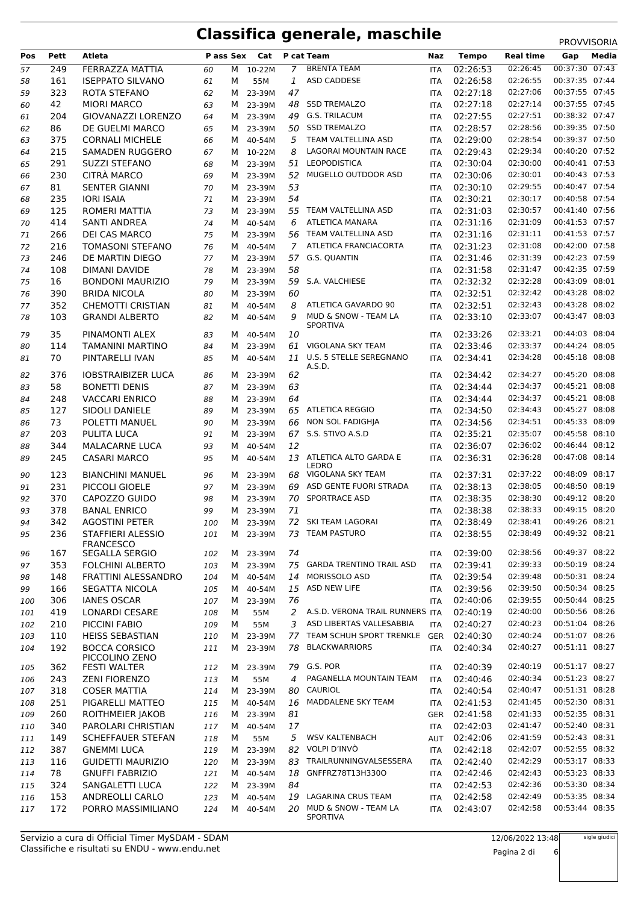# Classifica generale, maschile

PROVVISORIA

| Pos | Pett | Atleta | P ass | Sex | Cat | P cat | Team | Naz | Tempo | Real time | Gap | Media |
|---|---|---|---|---|---|---|---|---|---|---|---|---|
| 57 | 249 | FERRAZZA MATTIA | 60 | M | 10-22M | 7 | BRENTA TEAM | ITA | 02:26:53 | 02:26:45 | 00:37:30 | 07:43 |
| 58 | 161 | ISEPPATO SILVANO | 61 | M | 55M | 1 | ASD CADDESE | ITA | 02:26:58 | 02:26:55 | 00:37:35 | 07:44 |
| 59 | 323 | ROTA STEFANO | 62 | M | 23-39M | 47 | | ITA | 02:27:18 | 02:27:06 | 00:37:55 | 07:45 |
| 60 | 42 | MIORI MARCO | 63 | M | 23-39M | 48 | SSD TREMALZO | ITA | 02:27:18 | 02:27:14 | 00:37:55 | 07:45 |
| 61 | 204 | GIOVANAZZI LORENZO | 64 | M | 23-39M | 49 | G.S. TRILACUM | ITA | 02:27:55 | 02:27:51 | 00:38:32 | 07:47 |
| 62 | 86 | DE GUELMI MARCO | 65 | M | 23-39M | 50 | SSD TREMALZO | ITA | 02:28:57 | 02:28:56 | 00:39:35 | 07:50 |
| 63 | 375 | CORNALI MICHELE | 66 | M | 40-54M | 5 | TEAM VALTELLINA ASD | ITA | 02:29:00 | 02:28:54 | 00:39:37 | 07:50 |
| 64 | 215 | SAMADEN RUGGERO | 67 | M | 10-22M | 8 | LAGORAI MOUNTAIN RACE | ITA | 02:29:43 | 02:29:34 | 00:40:20 | 07:52 |
| 65 | 291 | SUZZI STEFANO | 68 | M | 23-39M | 51 | LEOPODISTICA | ITA | 02:30:04 | 02:30:00 | 00:40:41 | 07:53 |
| 66 | 230 | CITRÀ MARCO | 69 | M | 23-39M | 52 | MUGELLO OUTDOOR ASD | ITA | 02:30:06 | 02:30:01 | 00:40:43 | 07:53 |
| 67 | 81 | SENTER GIANNI | 70 | M | 23-39M | 53 | | ITA | 02:30:10 | 02:29:55 | 00:40:47 | 07:54 |
| 68 | 235 | IORI ISAIA | 71 | M | 23-39M | 54 | | ITA | 02:30:21 | 02:30:17 | 00:40:58 | 07:54 |
| 69 | 125 | ROMERI MATTIA | 73 | M | 23-39M | 55 | TEAM VALTELLINA ASD | ITA | 02:31:03 | 02:30:57 | 00:41:40 | 07:56 |
| 70 | 414 | SANTI ANDREA | 74 | M | 40-54M | 6 | ATLETICA MANARA | ITA | 02:31:16 | 02:31:09 | 00:41:53 | 07:57 |
| 71 | 266 | DEI CAS MARCO | 75 | M | 23-39M | 56 | TEAM VALTELLINA ASD | ITA | 02:31:16 | 02:31:11 | 00:41:53 | 07:57 |
| 72 | 216 | TOMASONI STEFANO | 76 | M | 40-54M | 7 | ATLETICA FRANCIACORTA | ITA | 02:31:23 | 02:31:08 | 00:42:00 | 07:58 |
| 73 | 246 | DE MARTIN DIEGO | 77 | M | 23-39M | 57 | G.S. QUANTIN | ITA | 02:31:46 | 02:31:39 | 00:42:23 | 07:59 |
| 74 | 108 | DIMANI DAVIDE | 78 | M | 23-39M | 58 | | ITA | 02:31:58 | 02:31:47 | 00:42:35 | 07:59 |
| 75 | 16 | BONDONI MAURIZIO | 79 | M | 23-39M | 59 | S.A. VALCHIESE | ITA | 02:32:32 | 02:32:28 | 00:43:09 | 08:01 |
| 76 | 390 | BRIDA NICOLA | 80 | M | 23-39M | 60 | | ITA | 02:32:51 | 02:32:42 | 00:43:28 | 08:02 |
| 77 | 352 | CHEMOTTI CRISTIAN | 81 | M | 40-54M | 8 | ATLETICA GAVARDO 90 | ITA | 02:32:51 | 02:32:43 | 00:43:28 | 08:02 |
| 78 | 103 | GRANDI ALBERTO | 82 | M | 40-54M | 9 | MUD & SNOW - TEAM LA SPORTIVA | ITA | 02:33:10 | 02:33:07 | 00:43:47 | 08:03 |
| 79 | 35 | PINAMONTI ALEX | 83 | M | 40-54M | 10 | | ITA | 02:33:26 | 02:33:21 | 00:44:03 | 08:04 |
| 80 | 114 | TAMANINI MARTINO | 84 | M | 23-39M | 61 | VIGOLANA SKY TEAM | ITA | 02:33:46 | 02:33:37 | 00:44:24 | 08:05 |
| 81 | 70 | PINTARELLI IVAN | 85 | M | 40-54M | 11 | U.S. 5 STELLE SEREGNANO A.S.D. | ITA | 02:34:41 | 02:34:28 | 00:45:18 | 08:08 |
| 82 | 376 | IOBSTRAIBIZER LUCA | 86 | M | 23-39M | 62 | | ITA | 02:34:42 | 02:34:27 | 00:45:20 | 08:08 |
| 83 | 58 | BONETTI DENIS | 87 | M | 23-39M | 63 | | ITA | 02:34:44 | 02:34:37 | 00:45:21 | 08:08 |
| 84 | 248 | VACCARI ENRICO | 88 | M | 23-39M | 64 | | ITA | 02:34:44 | 02:34:37 | 00:45:21 | 08:08 |
| 85 | 127 | SIDOLI DANIELE | 89 | M | 23-39M | 65 | ATLETICA REGGIO | ITA | 02:34:50 | 02:34:43 | 00:45:27 | 08:08 |
| 86 | 73 | POLETTI MANUEL | 90 | M | 23-39M | 66 | NON SOL FADIGHJA | ITA | 02:34:56 | 02:34:51 | 00:45:33 | 08:09 |
| 87 | 203 | PULITA LUCA | 91 | M | 23-39M | 67 | S.S. STIVO A.S.D | ITA | 02:35:21 | 02:35:07 | 00:45:58 | 08:10 |
| 88 | 344 | MALACARNE LUCA | 93 | M | 40-54M | 12 | | ITA | 02:36:07 | 02:36:02 | 00:46:44 | 08:12 |
| 89 | 245 | CASARI MARCO | 95 | M | 40-54M | 13 | ATLETICA ALTO GARDA E LEDRO | ITA | 02:36:31 | 02:36:28 | 00:47:08 | 08:14 |
| 90 | 123 | BIANCHINI MANUEL | 96 | M | 23-39M | 68 | VIGOLANA SKY TEAM | ITA | 02:37:31 | 02:37:22 | 00:48:09 | 08:17 |
| 91 | 231 | PICCOLI GIOELE | 97 | M | 23-39M | 69 | ASD GENTE FUORI STRADA | ITA | 02:38:13 | 02:38:05 | 00:48:50 | 08:19 |
| 92 | 370 | CAPOZZO GUIDO | 98 | M | 23-39M | 70 | SPORTRACE ASD | ITA | 02:38:35 | 02:38:30 | 00:49:12 | 08:20 |
| 93 | 378 | BANAL ENRICO | 99 | M | 23-39M | 71 | | ITA | 02:38:38 | 02:38:33 | 00:49:15 | 08:20 |
| 94 | 342 | AGOSTINI PETER | 100 | M | 23-39M | 72 | SKI TEAM LAGORAI | ITA | 02:38:49 | 02:38:41 | 00:49:26 | 08:21 |
| 95 | 236 | STAFFIERI ALESSIO FRANCESCO | 101 | M | 23-39M | 73 | TEAM PASTURO | ITA | 02:38:55 | 02:38:49 | 00:49:32 | 08:21 |
| 96 | 167 | SEGALLA SERGIO | 102 | M | 23-39M | 74 | | ITA | 02:39:00 | 02:38:56 | 00:49:37 | 08:22 |
| 97 | 353 | FOLCHINI ALBERTO | 103 | M | 23-39M | 75 | GARDA TRENTINO TRAIL ASD | ITA | 02:39:41 | 02:39:33 | 00:50:19 | 08:24 |
| 98 | 148 | FRATTINI ALESSANDRO | 104 | M | 40-54M | 14 | MORISSOLO ASD | ITA | 02:39:54 | 02:39:48 | 00:50:31 | 08:24 |
| 99 | 166 | SEGATTA NICOLA | 105 | M | 40-54M | 15 | ASD NEW LIFE | ITA | 02:39:56 | 02:39:50 | 00:50:34 | 08:25 |
| 100 | 306 | IANES OSCAR | 107 | M | 23-39M | 76 | | ITA | 02:40:06 | 02:39:55 | 00:50:44 | 08:25 |
| 101 | 419 | LONARDI CESARE | 108 | M | 55M | 2 | A.S.D. VERONA TRAIL RUNNERS | ITA | 02:40:19 | 02:40:00 | 00:50:56 | 08:26 |
| 102 | 210 | PICCINI FABIO | 109 | M | 55M | 3 | ASD LIBERTAS VALLESABBIA | ITA | 02:40:27 | 02:40:23 | 00:51:04 | 08:26 |
| 103 | 110 | HEISS SEBASTIAN | 110 | M | 23-39M | 77 | TEAM SCHUH SPORT TRENKLE | GER | 02:40:30 | 02:40:24 | 00:51:07 | 08:26 |
| 104 | 192 | BOCCA CORSICO PICCOLINO ZENO | 111 | M | 23-39M | 78 | BLACKWARRIORS | ITA | 02:40:34 | 02:40:27 | 00:51:11 | 08:27 |
| 105 | 362 | FESTI WALTER | 112 | M | 23-39M | 79 | G.S. POR | ITA | 02:40:39 | 02:40:19 | 00:51:17 | 08:27 |
| 106 | 243 | ZENI FIORENZO | 113 | M | 55M | 4 | PAGANELLA MOUNTAIN TEAM | ITA | 02:40:46 | 02:40:34 | 00:51:23 | 08:27 |
| 107 | 318 | COSER MATTIA | 114 | M | 23-39M | 80 | CAURIOL | ITA | 02:40:54 | 02:40:47 | 00:51:31 | 08:28 |
| 108 | 251 | PIGARELLI MATTEO | 115 | M | 40-54M | 16 | MADDALENE SKY TEAM | ITA | 02:41:53 | 02:41:45 | 00:52:30 | 08:31 |
| 109 | 260 | ROITHMEIER JAKOB | 116 | M | 23-39M | 81 | | GER | 02:41:58 | 02:41:33 | 00:52:35 | 08:31 |
| 110 | 340 | PAROLARI CHRISTIAN | 117 | M | 40-54M | 17 | | ITA | 02:42:03 | 02:41:47 | 00:52:40 | 08:31 |
| 111 | 149 | SCHEFFAUER STEFAN | 118 | M | 55M | 5 | WSV KALTENBACH | AUT | 02:42:06 | 02:41:59 | 00:52:43 | 08:31 |
| 112 | 387 | GNEMMI LUCA | 119 | M | 23-39M | 82 | VOLPI D'INVÒ | ITA | 02:42:18 | 02:42:07 | 00:52:55 | 08:32 |
| 113 | 116 | GUIDETTI MAURIZIO | 120 | M | 23-39M | 83 | TRAILRUNNINGVALSESSERA | ITA | 02:42:40 | 02:42:29 | 00:53:17 | 08:33 |
| 114 | 78 | GNUFFI FABRIZIO | 121 | M | 40-54M | 18 | GNFFRZ78T13H330O | ITA | 02:42:46 | 02:42:43 | 00:53:23 | 08:33 |
| 115 | 324 | SANGALETTI LUCA | 122 | M | 23-39M | 84 | | ITA | 02:42:53 | 02:42:36 | 00:53:30 | 08:34 |
| 116 | 153 | ANDREOLLI CARLO | 123 | M | 40-54M | 19 | LAGARINA CRUS TEAM | ITA | 02:42:58 | 02:42:49 | 00:53:35 | 08:34 |
| 117 | 172 | PORRO MASSIMILIANO | 124 | M | 40-54M | 20 | MUD & SNOW - TEAM LA SPORTIVA | ITA | 02:43:07 | 02:42:58 | 00:53:44 | 08:35 |

Servizio a cura di Official Timer MySDAM - SDAM
Classifiche e risultati su ENDU - www.endu.net

12/06/2022 13:48

sigle giudici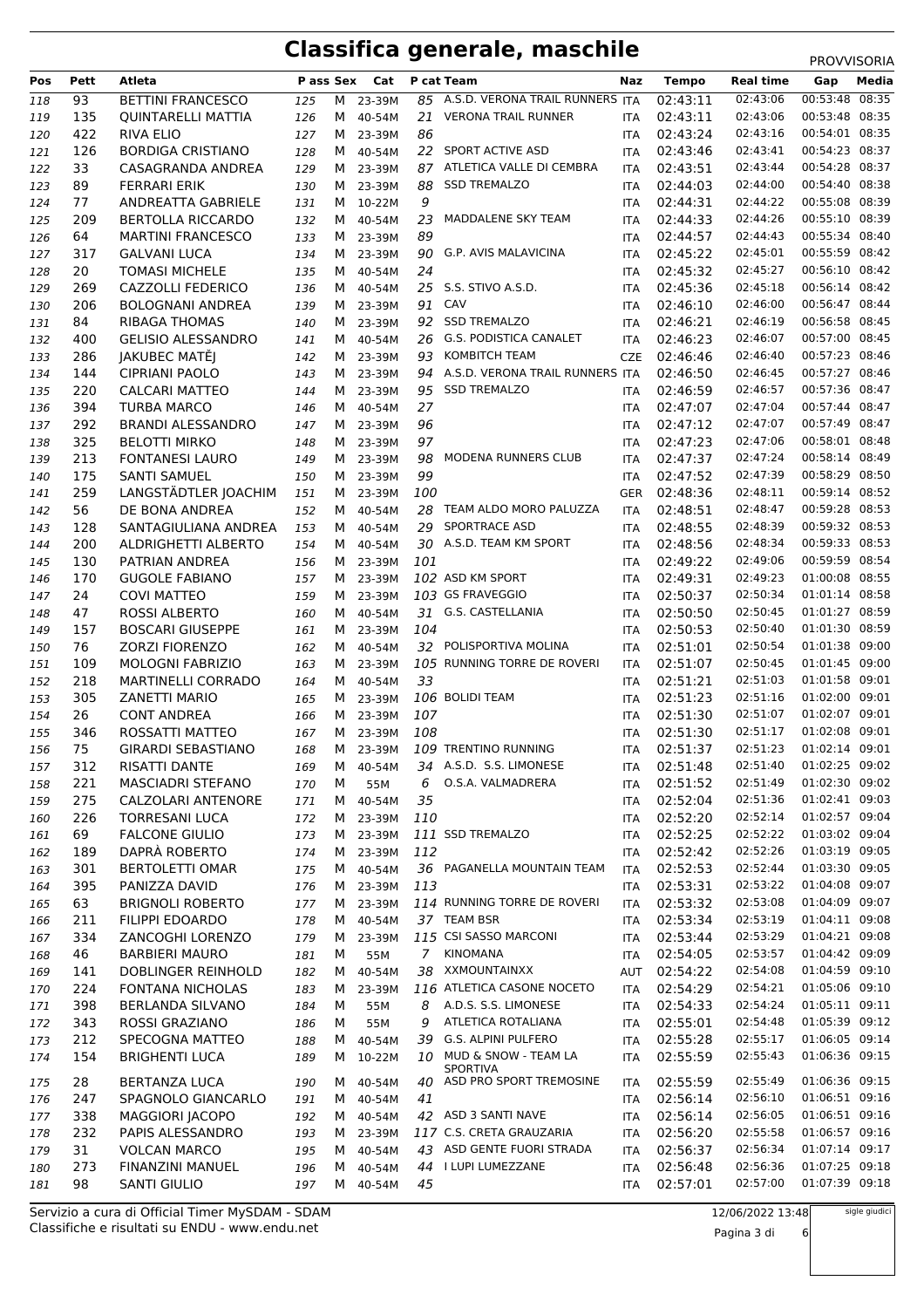# Classifica generale, maschile

PROVVISORIA

| Pos | Pett | Atleta | P ass | Sex | Cat | P cat | Team | Naz | Tempo | Real time | Gap | Media |
|---|---|---|---|---|---|---|---|---|---|---|---|---|
| 118 | 93 | BETTINI FRANCESCO | 125 | M | 23-39M | 85 | A.S.D. VERONA TRAIL RUNNERS | ITA | 02:43:11 | 02:43:06 | 00:53:48 | 08:35 |
| 119 | 135 | QUINTARELLI MATTIA | 126 | M | 40-54M | 21 | VERONA TRAIL RUNNER | ITA | 02:43:11 | 02:43:06 | 00:53:48 | 08:35 |
| 120 | 422 | RIVA ELIO | 127 | M | 23-39M | 86 | | ITA | 02:43:24 | 02:43:16 | 00:54:01 | 08:35 |
| 121 | 126 | BORDIGA CRISTIANO | 128 | M | 40-54M | 22 | SPORT ACTIVE ASD | ITA | 02:43:46 | 02:43:41 | 00:54:23 | 08:37 |
| 122 | 33 | CASAGRANDA ANDREA | 129 | M | 23-39M | 87 | ATLETICA VALLE DI CEMBRA | ITA | 02:43:51 | 02:43:44 | 00:54:28 | 08:37 |
| 123 | 89 | FERRARI ERIK | 130 | M | 23-39M | 88 | SSD TREMALZO | ITA | 02:44:03 | 02:44:00 | 00:54:40 | 08:38 |
| 124 | 77 | ANDREATTA GABRIELE | 131 | M | 10-22M | 9 | | ITA | 02:44:31 | 02:44:22 | 00:55:08 | 08:39 |
| 125 | 209 | BERTOLLA RICCARDO | 132 | M | 40-54M | 23 | MADDALENE SKY TEAM | ITA | 02:44:33 | 02:44:26 | 00:55:10 | 08:39 |
| 126 | 64 | MARTINI FRANCESCO | 133 | M | 23-39M | 89 | | ITA | 02:44:57 | 02:44:43 | 00:55:34 | 08:40 |
| 127 | 317 | GALVANI LUCA | 134 | M | 23-39M | 90 | G.P. AVIS MALAVICINA | ITA | 02:45:22 | 02:45:01 | 00:55:59 | 08:42 |
| 128 | 20 | TOMASI MICHELE | 135 | M | 40-54M | 24 | | ITA | 02:45:32 | 02:45:27 | 00:56:10 | 08:42 |
| 129 | 269 | CAZZOLLI FEDERICO | 136 | M | 40-54M | 25 | S.S. STIVO A.S.D. | ITA | 02:45:36 | 02:45:18 | 00:56:14 | 08:42 |
| 130 | 206 | BOLOGNANI ANDREA | 139 | M | 23-39M | 91 | CAV | ITA | 02:46:10 | 02:46:00 | 00:56:47 | 08:44 |
| 131 | 84 | RIBAGA THOMAS | 140 | M | 23-39M | 92 | SSD TREMALZO | ITA | 02:46:21 | 02:46:19 | 00:56:58 | 08:45 |
| 132 | 400 | GELISIO ALESSANDRO | 141 | M | 40-54M | 26 | G.S. PODISTICA CANALET | ITA | 02:46:23 | 02:46:07 | 00:57:00 | 08:45 |
| 133 | 286 | JAKUBEC MATĚJ | 142 | M | 23-39M | 93 | KOMBITCH TEAM | CZE | 02:46:46 | 02:46:40 | 00:57:23 | 08:46 |
| 134 | 144 | CIPRIANI PAOLO | 143 | M | 23-39M | 94 | A.S.D. VERONA TRAIL RUNNERS | ITA | 02:46:50 | 02:46:45 | 00:57:27 | 08:46 |
| 135 | 220 | CALCARI MATTEO | 144 | M | 23-39M | 95 | SSD TREMALZO | ITA | 02:46:59 | 02:46:57 | 00:57:36 | 08:47 |
| 136 | 394 | TURBA MARCO | 146 | M | 40-54M | 27 | | ITA | 02:47:07 | 02:47:04 | 00:57:44 | 08:47 |
| 137 | 292 | BRANDI ALESSANDRO | 147 | M | 23-39M | 96 | | ITA | 02:47:12 | 02:47:07 | 00:57:49 | 08:47 |
| 138 | 325 | BELOTTI MIRKO | 148 | M | 23-39M | 97 | | ITA | 02:47:23 | 02:47:06 | 00:58:01 | 08:48 |
| 139 | 213 | FONTANESI LAURO | 149 | M | 23-39M | 98 | MODENA RUNNERS CLUB | ITA | 02:47:37 | 02:47:24 | 00:58:14 | 08:49 |
| 140 | 175 | SANTI SAMUEL | 150 | M | 23-39M | 99 | | ITA | 02:47:52 | 02:47:39 | 00:58:29 | 08:50 |
| 141 | 259 | LANGSTÄDTLER JOACHIM | 151 | M | 23-39M | 100 | | GER | 02:48:36 | 02:48:11 | 00:59:14 | 08:52 |
| 142 | 56 | DE BONA ANDREA | 152 | M | 40-54M | 28 | TEAM ALDO MORO PALUZZA | ITA | 02:48:51 | 02:48:47 | 00:59:28 | 08:53 |
| 143 | 128 | SANTAGIULIANA ANDREA | 153 | M | 40-54M | 29 | SPORTRACE ASD | ITA | 02:48:55 | 02:48:39 | 00:59:32 | 08:53 |
| 144 | 200 | ALDRIGHETTI ALBERTO | 154 | M | 40-54M | 30 | A.S.D. TEAM KM SPORT | ITA | 02:48:56 | 02:48:34 | 00:59:33 | 08:53 |
| 145 | 130 | PATRIAN ANDREA | 156 | M | 23-39M | 101 | | ITA | 02:49:22 | 02:49:06 | 00:59:59 | 08:54 |
| 146 | 170 | GUGOLE FABIANO | 157 | M | 23-39M | 102 | ASD KM SPORT | ITA | 02:49:31 | 02:49:23 | 01:00:08 | 08:55 |
| 147 | 24 | COVI MATTEO | 159 | M | 23-39M | 103 | GS FRAVEGGIO | ITA | 02:50:37 | 02:50:34 | 01:01:14 | 08:58 |
| 148 | 47 | ROSSI ALBERTO | 160 | M | 40-54M | 31 | G.S. CASTELLANIA | ITA | 02:50:50 | 02:50:45 | 01:01:27 | 08:59 |
| 149 | 157 | BOSCARI GIUSEPPE | 161 | M | 23-39M | 104 | | ITA | 02:50:53 | 02:50:40 | 01:01:30 | 08:59 |
| 150 | 76 | ZORZI FIORENZO | 162 | M | 40-54M | 32 | POLISPORTIVA MOLINA | ITA | 02:51:01 | 02:50:54 | 01:01:38 | 09:00 |
| 151 | 109 | MOLOGNI FABRIZIO | 163 | M | 23-39M | 105 | RUNNING TORRE DE ROVERI | ITA | 02:51:07 | 02:50:45 | 01:01:45 | 09:00 |
| 152 | 218 | MARTINELLI CORRADO | 164 | M | 40-54M | 33 | | ITA | 02:51:21 | 02:51:03 | 01:01:58 | 09:01 |
| 153 | 305 | ZANETTI MARIO | 165 | M | 23-39M | 106 | BOLIDI TEAM | ITA | 02:51:23 | 02:51:16 | 01:02:00 | 09:01 |
| 154 | 26 | CONT ANDREA | 166 | M | 23-39M | 107 | | ITA | 02:51:30 | 02:51:07 | 01:02:07 | 09:01 |
| 155 | 346 | ROSSATTI MATTEO | 167 | M | 23-39M | 108 | | ITA | 02:51:30 | 02:51:17 | 01:02:08 | 09:01 |
| 156 | 75 | GIRARDI SEBASTIANO | 168 | M | 23-39M | 109 | TRENTINO RUNNING | ITA | 02:51:37 | 02:51:23 | 01:02:14 | 09:01 |
| 157 | 312 | RISATTI DANTE | 169 | M | 40-54M | 34 | A.S.D. S.S. LIMONESE | ITA | 02:51:48 | 02:51:40 | 01:02:25 | 09:02 |
| 158 | 221 | MASCIADRI STEFANO | 170 | M | 55M | 6 | O.S.A. VALMADRERA | ITA | 02:51:52 | 02:51:49 | 01:02:30 | 09:02 |
| 159 | 275 | CALZOLARI ANTENORE | 171 | M | 40-54M | 35 | | ITA | 02:52:04 | 02:51:36 | 01:02:41 | 09:03 |
| 160 | 226 | TORRESANI LUCA | 172 | M | 23-39M | 110 | | ITA | 02:52:20 | 02:52:14 | 01:02:57 | 09:04 |
| 161 | 69 | FALCONE GIULIO | 173 | M | 23-39M | 111 | SSD TREMALZO | ITA | 02:52:25 | 02:52:22 | 01:03:02 | 09:04 |
| 162 | 189 | DAPRÀ ROBERTO | 174 | M | 23-39M | 112 | | ITA | 02:52:42 | 02:52:26 | 01:03:19 | 09:05 |
| 163 | 301 | BERTOLETTI OMAR | 175 | M | 40-54M | 36 | PAGANELLA MOUNTAIN TEAM | ITA | 02:52:53 | 02:52:44 | 01:03:30 | 09:05 |
| 164 | 395 | PANIZZA DAVID | 176 | M | 23-39M | 113 | | ITA | 02:53:31 | 02:53:22 | 01:04:08 | 09:07 |
| 165 | 63 | BRIGNOLI ROBERTO | 177 | M | 23-39M | 114 | RUNNING TORRE DE ROVERI | ITA | 02:53:32 | 02:53:08 | 01:04:09 | 09:07 |
| 166 | 211 | FILIPPI EDOARDO | 178 | M | 40-54M | 37 | TEAM BSR | ITA | 02:53:34 | 02:53:19 | 01:04:11 | 09:08 |
| 167 | 334 | ZANCOGHI LORENZO | 179 | M | 23-39M | 115 | CSI SASSO MARCONI | ITA | 02:53:44 | 02:53:29 | 01:04:21 | 09:08 |
| 168 | 46 | BARBIERI MAURO | 181 | M | 55M | 7 | KINOMANA | ITA | 02:54:05 | 02:53:57 | 01:04:42 | 09:09 |
| 169 | 141 | DOBLINGER REINHOLD | 182 | M | 40-54M | 38 | XXMOUNTAINXX | AUT | 02:54:22 | 02:54:08 | 01:04:59 | 09:10 |
| 170 | 224 | FONTANA NICHOLAS | 183 | M | 23-39M | 116 | ATLETICA CASONE NOCETO | ITA | 02:54:29 | 02:54:21 | 01:05:06 | 09:10 |
| 171 | 398 | BERLANDA SILVANO | 184 | M | 55M | 8 | A.D.S. S.S. LIMONESE | ITA | 02:54:33 | 02:54:24 | 01:05:11 | 09:11 |
| 172 | 343 | ROSSI GRAZIANO | 186 | M | 55M | 9 | ATLETICA ROTALIANA | ITA | 02:55:01 | 02:54:48 | 01:05:39 | 09:12 |
| 173 | 212 | SPECOGNA MATTEO | 188 | M | 40-54M | 39 | G.S. ALPINI PULFERO | ITA | 02:55:28 | 02:55:17 | 01:06:05 | 09:14 |
| 174 | 154 | BRIGHENTI LUCA | 189 | M | 10-22M | 10 | MUD & SNOW - TEAM LA SPORTIVA | ITA | 02:55:59 | 02:55:43 | 01:06:36 | 09:15 |
| 175 | 28 | BERTANZA LUCA | 190 | M | 40-54M | 40 | ASD PRO SPORT TREMOSINE | ITA | 02:55:59 | 02:55:49 | 01:06:36 | 09:15 |
| 176 | 247 | SPAGNOLO GIANCARLO | 191 | M | 40-54M | 41 | | ITA | 02:56:14 | 02:56:10 | 01:06:51 | 09:16 |
| 177 | 338 | MAGGIORI JACOPO | 192 | M | 40-54M | 42 | ASD 3 SANTI NAVE | ITA | 02:56:14 | 02:56:05 | 01:06:51 | 09:16 |
| 178 | 232 | PAPIS ALESSANDRO | 193 | M | 23-39M | 117 | C.S. CRETA GRAUZARIA | ITA | 02:56:20 | 02:55:58 | 01:06:57 | 09:16 |
| 179 | 31 | VOLCAN MARCO | 195 | M | 40-54M | 43 | ASD GENTE FUORI STRADA | ITA | 02:56:37 | 02:56:34 | 01:07:14 | 09:17 |
| 180 | 273 | FINANZINI MANUEL | 196 | M | 40-54M | 44 | I LUPI LUMEZZANE | ITA | 02:56:48 | 02:56:36 | 01:07:25 | 09:18 |
| 181 | 98 | SANTI GIULIO | 197 | M | 40-54M | 45 | | ITA | 02:57:01 | 02:57:00 | 01:07:39 | 09:18 |

Servizio a cura di Official Timer MySDAM - SDAM
Classifiche e risultati su ENDU - www.endu.net

12/06/2022 13:48

sigle giudici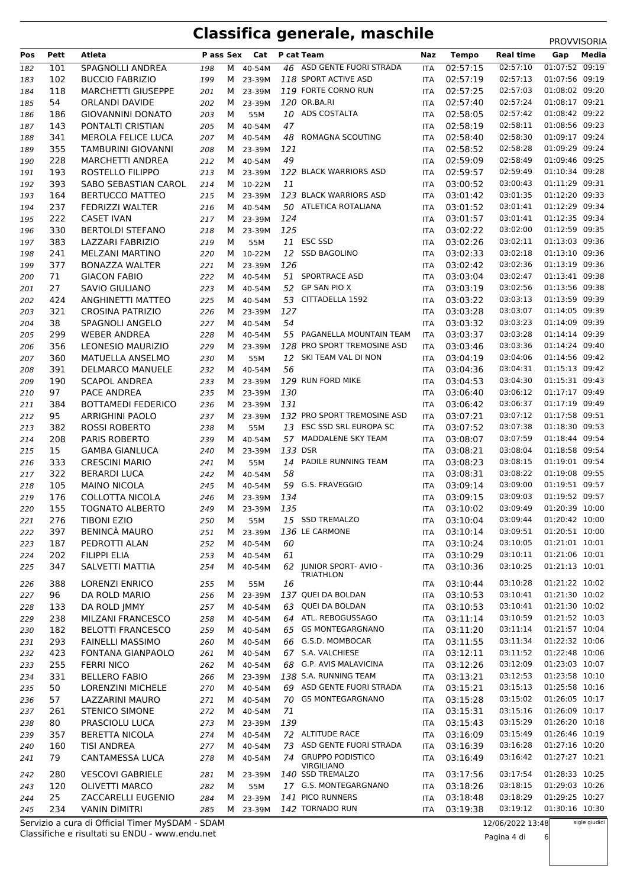# Classifica generale, maschile

PROVVISORIA

| Pos | Pett | Atleta | P ass | Sex | Cat | P cat | Team | Naz | Tempo | Real time | Gap | Media |
|---|---|---|---|---|---|---|---|---|---|---|---|---|
| 182 | 101 | SPAGNOLLI ANDREA | 198 | M | 40-54M | 46 | ASD GENTE FUORI STRADA | ITA | 02:57:15 | 02:57:10 | 01:07:52 | 09:19 |
| 183 | 102 | BUCCIO FABRIZIO | 199 | M | 23-39M | 118 | SPORT ACTIVE ASD | ITA | 02:57:19 | 02:57:13 | 01:07:56 | 09:19 |
| 184 | 118 | MARCHETTI GIUSEPPE | 201 | M | 23-39M | 119 | FORTE CORNO RUN | ITA | 02:57:25 | 02:57:03 | 01:08:02 | 09:20 |
| 185 | 54 | ORLANDI DAVIDE | 202 | M | 23-39M | 120 | OR.BA.RI | ITA | 02:57:40 | 02:57:24 | 01:08:17 | 09:21 |
| 186 | 186 | GIOVANNINI DONATO | 203 | M | 55M | 10 | ADS COSTALTA | ITA | 02:58:05 | 02:57:42 | 01:08:42 | 09:22 |
| 187 | 143 | PONTALTI CRISTIAN | 205 | M | 40-54M | 47 | | ITA | 02:58:19 | 02:58:11 | 01:08:56 | 09:23 |
| 188 | 341 | MEROLA FELICE LUCA | 207 | M | 40-54M | 48 | ROMAGNA SCOUTING | ITA | 02:58:40 | 02:58:30 | 01:09:17 | 09:24 |
| 189 | 355 | TAMBURINI GIOVANNI | 208 | M | 23-39M | 121 | | ITA | 02:58:52 | 02:58:28 | 01:09:29 | 09:24 |
| 190 | 228 | MARCHETTI ANDREA | 212 | M | 40-54M | 49 | | ITA | 02:59:09 | 02:58:49 | 01:09:46 | 09:25 |
| 191 | 193 | ROSTELLO FILIPPO | 213 | M | 23-39M | 122 | BLACK WARRIORS ASD | ITA | 02:59:57 | 02:59:49 | 01:10:34 | 09:28 |
| 192 | 393 | SABO SEBASTIAN CAROL | 214 | M | 10-22M | 11 | | ITA | 03:00:52 | 03:00:43 | 01:11:29 | 09:31 |
| 193 | 164 | BERTUCCO MATTEO | 215 | M | 23-39M | 123 | BLACK WARRIORS ASD | ITA | 03:01:42 | 03:01:35 | 01:12:20 | 09:33 |
| 194 | 237 | FEDRIZZI WALTER | 216 | M | 40-54M | 50 | ATLETICA ROTALIANA | ITA | 03:01:52 | 03:01:41 | 01:12:29 | 09:34 |
| 195 | 222 | CASET IVAN | 217 | M | 23-39M | 124 | | ITA | 03:01:57 | 03:01:41 | 01:12:35 | 09:34 |
| 196 | 330 | BERTOLDI STEFANO | 218 | M | 23-39M | 125 | | ITA | 03:02:22 | 03:02:00 | 01:12:59 | 09:35 |
| 197 | 383 | LAZZARI FABRIZIO | 219 | M | 55M | 11 | ESC SSD | ITA | 03:02:26 | 03:02:11 | 01:13:03 | 09:36 |
| 198 | 241 | MELZANI MARTINO | 220 | M | 10-22M | 12 | SSD BAGOLINO | ITA | 03:02:33 | 03:02:18 | 01:13:10 | 09:36 |
| 199 | 377 | BONAZZA WALTER | 221 | M | 23-39M | 126 | | ITA | 03:02:42 | 03:02:36 | 01:13:19 | 09:36 |
| 200 | 71 | GIACON FABIO | 222 | M | 40-54M | 51 | SPORTRACE ASD | ITA | 03:03:04 | 03:02:47 | 01:13:41 | 09:38 |
| 201 | 27 | SAVIO GIULIANO | 223 | M | 40-54M | 52 | GP SAN PIO X | ITA | 03:03:19 | 03:02:56 | 01:13:56 | 09:38 |
| 202 | 424 | ANGHINETTI MATTEO | 225 | M | 40-54M | 53 | CITTADELLA 1592 | ITA | 03:03:22 | 03:03:13 | 01:13:59 | 09:39 |
| 203 | 321 | CROSINA PATRIZIO | 226 | M | 23-39M | 127 | | ITA | 03:03:28 | 03:03:07 | 01:14:05 | 09:39 |
| 204 | 38 | SPAGNOLI ANGELO | 227 | M | 40-54M | 54 | | ITA | 03:03:32 | 03:03:23 | 01:14:09 | 09:39 |
| 205 | 299 | WEBER ANDREA | 228 | M | 40-54M | 55 | PAGANELLA MOUNTAIN TEAM | ITA | 03:03:37 | 03:03:28 | 01:14:14 | 09:39 |
| 206 | 356 | LEONESIO MAURIZIO | 229 | M | 23-39M | 128 | PRO SPORT TREMOSINE ASD | ITA | 03:03:46 | 03:03:36 | 01:14:24 | 09:40 |
| 207 | 360 | MATUELLA ANSELMO | 230 | M | 55M | 12 | SKI TEAM VAL DI NON | ITA | 03:04:19 | 03:04:06 | 01:14:56 | 09:42 |
| 208 | 391 | DELMARCO MANUELE | 232 | M | 40-54M | 56 | | ITA | 03:04:36 | 03:04:31 | 01:15:13 | 09:42 |
| 209 | 190 | SCAPOL ANDREA | 233 | M | 23-39M | 129 | RUN FORD MIKE | ITA | 03:04:53 | 03:04:30 | 01:15:31 | 09:43 |
| 210 | 97 | PACE ANDREA | 235 | M | 23-39M | 130 | | ITA | 03:06:40 | 03:06:12 | 01:17:17 | 09:49 |
| 211 | 384 | BOTTAMEDI FEDERICO | 236 | M | 23-39M | 131 | | ITA | 03:06:42 | 03:06:37 | 01:17:19 | 09:49 |
| 212 | 95 | ARRIGHINI PAOLO | 237 | M | 23-39M | 132 | PRO SPORT TREMOSINE ASD | ITA | 03:07:21 | 03:07:12 | 01:17:58 | 09:51 |
| 213 | 382 | ROSSI ROBERTO | 238 | M | 55M | 13 | ESC SSD SRL EUROPA SC | ITA | 03:07:52 | 03:07:38 | 01:18:30 | 09:53 |
| 214 | 208 | PARIS ROBERTO | 239 | M | 40-54M | 57 | MADDALENE SKY TEAM | ITA | 03:08:07 | 03:07:59 | 01:18:44 | 09:54 |
| 215 | 15 | GAMBA GIANLUCA | 240 | M | 23-39M | 133 | DSR | ITA | 03:08:21 | 03:08:04 | 01:18:58 | 09:54 |
| 216 | 333 | CRESCINI MARIO | 241 | M | 55M | 14 | PADILE RUNNING TEAM | ITA | 03:08:23 | 03:08:15 | 01:19:01 | 09:54 |
| 217 | 322 | BERARDI LUCA | 242 | M | 40-54M | 58 | | ITA | 03:08:31 | 03:08:22 | 01:19:08 | 09:55 |
| 218 | 105 | MAINO NICOLA | 245 | M | 40-54M | 59 | G.S. FRAVEGGIO | ITA | 03:09:14 | 03:09:00 | 01:19:51 | 09:57 |
| 219 | 176 | COLLOTTA NICOLA | 246 | M | 23-39M | 134 | | ITA | 03:09:15 | 03:09:03 | 01:19:52 | 09:57 |
| 220 | 155 | TOGNATO ALBERTO | 249 | M | 23-39M | 135 | | ITA | 03:10:02 | 03:09:49 | 01:20:39 | 10:00 |
| 221 | 276 | TIBONI EZIO | 250 | M | 55M | 15 | SSD TREMALZO | ITA | 03:10:04 | 03:09:44 | 01:20:42 | 10:00 |
| 222 | 397 | BENINCÀ MAURO | 251 | M | 23-39M | 136 | LE CARMONE | ITA | 03:10:14 | 03:09:51 | 01:20:51 | 10:00 |
| 223 | 187 | PEDROTTI ALAN | 252 | M | 40-54M | 60 | | ITA | 03:10:24 | 03:10:05 | 01:21:01 | 10:01 |
| 224 | 202 | FILIPPI ELIA | 253 | M | 40-54M | 61 | | ITA | 03:10:29 | 03:10:11 | 01:21:06 | 10:01 |
| 225 | 347 | SALVETTI MATTIA | 254 | M | 40-54M | 62 | JUNIOR SPORT- AVIO - TRIATHLON | ITA | 03:10:36 | 03:10:25 | 01:21:13 | 10:01 |
| 226 | 388 | LORENZI ENRICO | 255 | M | 55M | 16 | | ITA | 03:10:44 | 03:10:28 | 01:21:22 | 10:02 |
| 227 | 96 | DA ROLD MARIO | 256 | M | 23-39M | 137 | QUEI DA BOLDAN | ITA | 03:10:53 | 03:10:41 | 01:21:30 | 10:02 |
| 228 | 133 | DA ROLD JMMY | 257 | M | 40-54M | 63 | QUEI DA BOLDAN | ITA | 03:10:53 | 03:10:41 | 01:21:30 | 10:02 |
| 229 | 238 | MILZANI FRANCESCO | 258 | M | 40-54M | 64 | ATL. REBOGUSSAGO | ITA | 03:11:14 | 03:10:59 | 01:21:52 | 10:03 |
| 230 | 182 | BELOTTI FRANCESCO | 259 | M | 40-54M | 65 | GS MONTEGARGNANO | ITA | 03:11:20 | 03:11:14 | 01:21:57 | 10:04 |
| 231 | 293 | FAINELLI MASSIMO | 260 | M | 40-54M | 66 | G.S.D. MOMBOCAR | ITA | 03:11:55 | 03:11:34 | 01:22:32 | 10:06 |
| 232 | 423 | FONTANA GIANPAOLO | 261 | M | 40-54M | 67 | S.A. VALCHIESE | ITA | 03:12:11 | 03:11:52 | 01:22:48 | 10:06 |
| 233 | 255 | FERRI NICO | 262 | M | 40-54M | 68 | G.P. AVIS MALAVICINA | ITA | 03:12:26 | 03:12:09 | 01:23:03 | 10:07 |
| 234 | 331 | BELLERO FABIO | 266 | M | 23-39M | 138 | S.A. RUNNING TEAM | ITA | 03:13:21 | 03:12:53 | 01:23:58 | 10:10 |
| 235 | 50 | LORENZINI MICHELE | 270 | M | 40-54M | 69 | ASD GENTE FUORI STRADA | ITA | 03:15:21 | 03:15:13 | 01:25:58 | 10:16 |
| 236 | 57 | LAZZARINI MAURO | 271 | M | 40-54M | 70 | GS MONTEGARGNANO | ITA | 03:15:28 | 03:15:02 | 01:26:05 | 10:17 |
| 237 | 261 | STENICO SIMONE | 272 | M | 40-54M | 71 | | ITA | 03:15:31 | 03:15:16 | 01:26:09 | 10:17 |
| 238 | 80 | PRASCIOLU LUCA | 273 | M | 23-39M | 139 | | ITA | 03:15:43 | 03:15:29 | 01:26:20 | 10:18 |
| 239 | 357 | BERETTA NICOLA | 274 | M | 40-54M | 72 | ALTITUDE RACE | ITA | 03:16:09 | 03:15:49 | 01:26:46 | 10:19 |
| 240 | 160 | TISI ANDREA | 277 | M | 40-54M | 73 | ASD GENTE FUORI STRADA | ITA | 03:16:39 | 03:16:28 | 01:27:16 | 10:20 |
| 241 | 79 | CANTAMESSA LUCA | 278 | M | 40-54M | 74 | GRUPPO PODISTICO VIRGILIANO | ITA | 03:16:49 | 03:16:42 | 01:27:27 | 10:21 |
| 242 | 280 | VESCOVI GABRIELE | 281 | M | 23-39M | 140 | SSD TREMALZO | ITA | 03:17:56 | 03:17:54 | 01:28:33 | 10:25 |
| 243 | 120 | OLIVETTI MARCO | 282 | M | 55M | 17 | G.S. MONTEGARGNANO | ITA | 03:18:26 | 03:18:15 | 01:29:03 | 10:26 |
| 244 | 25 | ZACCARELLI EUGENIO | 284 | M | 23-39M | 141 | PICO RUNNERS | ITA | 03:18:48 | 03:18:29 | 01:29:25 | 10:27 |
| 245 | 234 | VANIN DIMITRI | 285 | M | 23-39M | 142 | TORNADO RUN | ITA | 03:19:38 | 03:19:12 | 01:30:16 | 10:30 |

Servizio a cura di Official Timer MySDAM - SDAM
Classifiche e risultati su ENDU - www.endu.net

12/06/2022 13:48

sigle giudici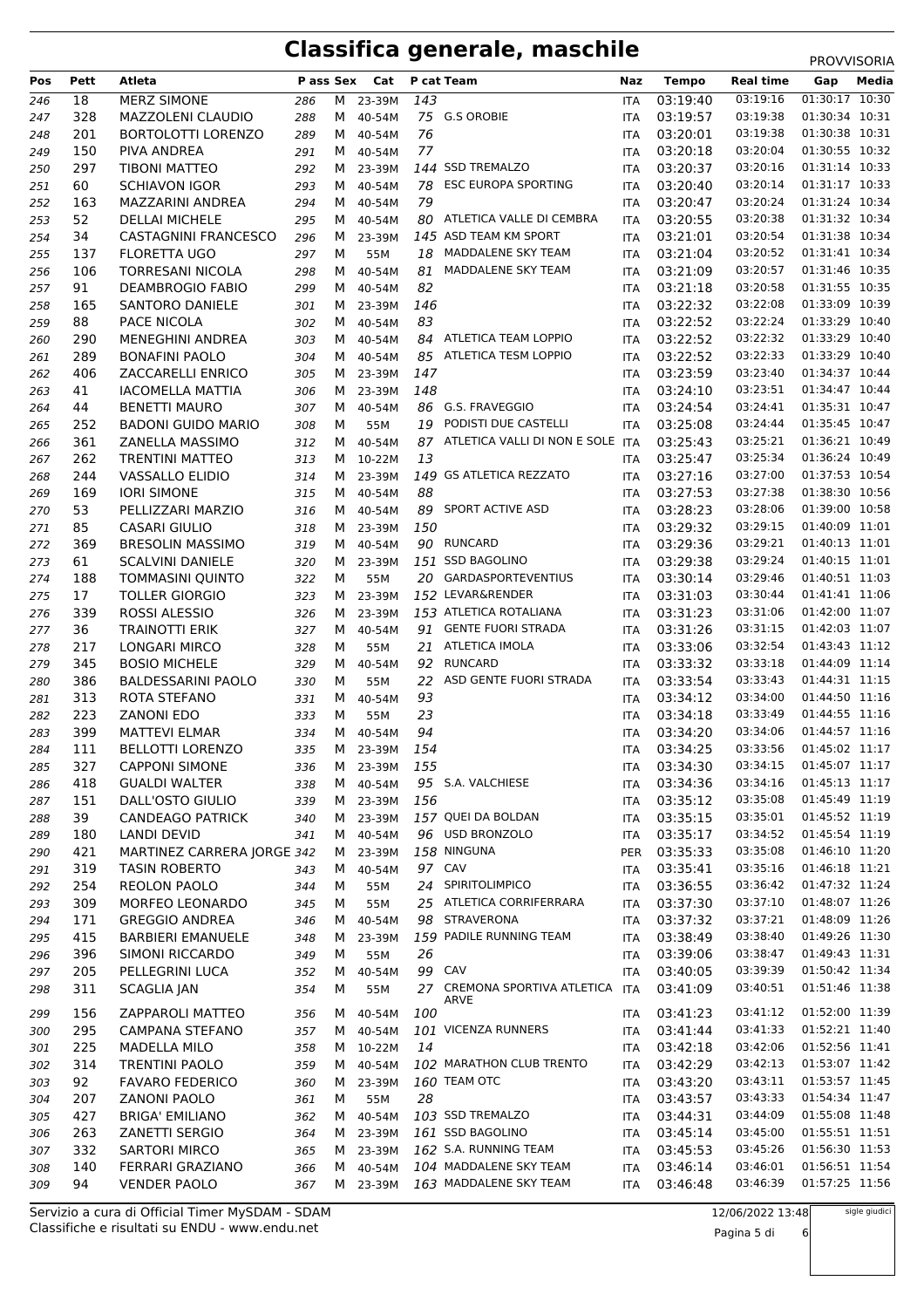# Classifica generale, maschile

PROVVISORIA

| Pos | Pett | Atleta | P ass | Sex | Cat | P cat | Team | Naz | Tempo | Real time | Gap | Media |
|---|---|---|---|---|---|---|---|---|---|---|---|---|
| 246 | 18 | MERZ SIMONE | 286 | M | 23-39M | 143 | | ITA | 03:19:40 | 03:19:16 | 01:30:17 | 10:30 |
| 247 | 328 | MAZZOLENI CLAUDIO | 288 | M | 40-54M | 75 | G.S OROBIE | ITA | 03:19:57 | 03:19:38 | 01:30:34 | 10:31 |
| 248 | 201 | BORTOLOTTI LORENZO | 289 | M | 40-54M | 76 | | ITA | 03:20:01 | 03:19:38 | 01:30:38 | 10:31 |
| 249 | 150 | PIVA ANDREA | 291 | M | 40-54M | 77 | | ITA | 03:20:18 | 03:20:04 | 01:30:55 | 10:32 |
| 250 | 297 | TIBONI MATTEO | 292 | M | 23-39M | 144 | SSD TREMALZO | ITA | 03:20:37 | 03:20:16 | 01:31:14 | 10:33 |
| 251 | 60 | SCHIAVON IGOR | 293 | M | 40-54M | 78 | ESC EUROPA SPORTING | ITA | 03:20:40 | 03:20:14 | 01:31:17 | 10:33 |
| 252 | 163 | MAZZARINI ANDREA | 294 | M | 40-54M | 79 | | ITA | 03:20:47 | 03:20:24 | 01:31:24 | 10:34 |
| 253 | 52 | DELLAI MICHELE | 295 | M | 40-54M | 80 | ATLETICA VALLE DI CEMBRA | ITA | 03:20:55 | 03:20:38 | 01:31:32 | 10:34 |
| 254 | 34 | CASTAGNINI FRANCESCO | 296 | M | 23-39M | 145 | ASD TEAM KM SPORT | ITA | 03:21:01 | 03:20:54 | 01:31:38 | 10:34 |
| 255 | 137 | FLORETTA UGO | 297 | M | 55M | 18 | MADDALENE SKY TEAM | ITA | 03:21:04 | 03:20:52 | 01:31:41 | 10:34 |
| 256 | 106 | TORRESANI NICOLA | 298 | M | 40-54M | 81 | MADDALENE SKY TEAM | ITA | 03:21:09 | 03:20:57 | 01:31:46 | 10:35 |
| 257 | 91 | DEAMBROGIO FABIO | 299 | M | 40-54M | 82 | | ITA | 03:21:18 | 03:20:58 | 01:31:55 | 10:35 |
| 258 | 165 | SANTORO DANIELE | 301 | M | 23-39M | 146 | | ITA | 03:22:32 | 03:22:08 | 01:33:09 | 10:39 |
| 259 | 88 | PACE NICOLA | 302 | M | 40-54M | 83 | | ITA | 03:22:52 | 03:22:24 | 01:33:29 | 10:40 |
| 260 | 290 | MENEGHINI ANDREA | 303 | M | 40-54M | 84 | ATLETICA TEAM LOPPIO | ITA | 03:22:52 | 03:22:32 | 01:33:29 | 10:40 |
| 261 | 289 | BONAFINI PAOLO | 304 | M | 40-54M | 85 | ATLETICA TESM LOPPIO | ITA | 03:22:52 | 03:22:33 | 01:33:29 | 10:40 |
| 262 | 406 | ZACCARELLI ENRICO | 305 | M | 23-39M | 147 | | ITA | 03:23:59 | 03:23:40 | 01:34:37 | 10:44 |
| 263 | 41 | IACOMELLA MATTIA | 306 | M | 23-39M | 148 | | ITA | 03:24:10 | 03:23:51 | 01:34:47 | 10:44 |
| 264 | 44 | BENETTI MAURO | 307 | M | 40-54M | 86 | G.S. FRAVEGGIO | ITA | 03:24:54 | 03:24:41 | 01:35:31 | 10:47 |
| 265 | 252 | BADONI GUIDO MARIO | 308 | M | 55M | 19 | PODISTI DUE CASTELLI | ITA | 03:25:08 | 03:24:44 | 01:35:45 | 10:47 |
| 266 | 361 | ZANELLA MASSIMO | 312 | M | 40-54M | 87 | ATLETICA VALLI DI NON E SOLE | ITA | 03:25:43 | 03:25:21 | 01:36:21 | 10:49 |
| 267 | 262 | TRENTINI MATTEO | 313 | M | 10-22M | 13 | | ITA | 03:25:47 | 03:25:34 | 01:36:24 | 10:49 |
| 268 | 244 | VASSALLO ELIDIO | 314 | M | 23-39M | 149 | GS ATLETICA REZZATO | ITA | 03:27:16 | 03:27:00 | 01:37:53 | 10:54 |
| 269 | 169 | IORI SIMONE | 315 | M | 40-54M | 88 | | ITA | 03:27:53 | 03:27:38 | 01:38:30 | 10:56 |
| 270 | 53 | PELLIZZARI MARZIO | 316 | M | 40-54M | 89 | SPORT ACTIVE ASD | ITA | 03:28:23 | 03:28:06 | 01:39:00 | 10:58 |
| 271 | 85 | CASARI GIULIO | 318 | M | 23-39M | 150 | | ITA | 03:29:32 | 03:29:15 | 01:40:09 | 11:01 |
| 272 | 369 | BRESOLIN MASSIMO | 319 | M | 40-54M | 90 | RUNCARD | ITA | 03:29:36 | 03:29:21 | 01:40:13 | 11:01 |
| 273 | 61 | SCALVINI DANIELE | 320 | M | 23-39M | 151 | SSD BAGOLINO | ITA | 03:29:38 | 03:29:24 | 01:40:15 | 11:01 |
| 274 | 188 | TOMMASINI QUINTO | 322 | M | 55M | 20 | GARDASPORTEVENTIUS | ITA | 03:30:14 | 03:29:46 | 01:40:51 | 11:03 |
| 275 | 17 | TOLLER GIORGIO | 323 | M | 23-39M | 152 | LEVAR&RENDER | ITA | 03:31:03 | 03:30:44 | 01:41:41 | 11:06 |
| 276 | 339 | ROSSI ALESSIO | 326 | M | 23-39M | 153 | ATLETICA ROTALIANA | ITA | 03:31:23 | 03:31:06 | 01:42:00 | 11:07 |
| 277 | 36 | TRAINOTTI ERIK | 327 | M | 40-54M | 91 | GENTE FUORI STRADA | ITA | 03:31:26 | 03:31:15 | 01:42:03 | 11:07 |
| 278 | 217 | LONGARI MIRCO | 328 | M | 55M | 21 | ATLETICA IMOLA | ITA | 03:33:06 | 03:32:54 | 01:43:43 | 11:12 |
| 279 | 345 | BOSIO MICHELE | 329 | M | 40-54M | 92 | RUNCARD | ITA | 03:33:32 | 03:33:18 | 01:44:09 | 11:14 |
| 280 | 386 | BALDESSARINI PAOLO | 330 | M | 55M | 22 | ASD GENTE FUORI STRADA | ITA | 03:33:54 | 03:33:43 | 01:44:31 | 11:15 |
| 281 | 313 | ROTA STEFANO | 331 | M | 40-54M | 93 | | ITA | 03:34:12 | 03:34:00 | 01:44:50 | 11:16 |
| 282 | 223 | ZANONI EDO | 333 | M | 55M | 23 | | ITA | 03:34:18 | 03:33:49 | 01:44:55 | 11:16 |
| 283 | 399 | MATTEVI ELMAR | 334 | M | 40-54M | 94 | | ITA | 03:34:20 | 03:34:06 | 01:44:57 | 11:16 |
| 284 | 111 | BELLOTTI LORENZO | 335 | M | 23-39M | 154 | | ITA | 03:34:25 | 03:33:56 | 01:45:02 | 11:17 |
| 285 | 327 | CAPPONI SIMONE | 336 | M | 23-39M | 155 | | ITA | 03:34:30 | 03:34:15 | 01:45:07 | 11:17 |
| 286 | 418 | GUALDI WALTER | 338 | M | 40-54M | 95 | S.A. VALCHIESE | ITA | 03:34:36 | 03:34:16 | 01:45:13 | 11:17 |
| 287 | 151 | DALL'OSTO GIULIO | 339 | M | 23-39M | 156 | | ITA | 03:35:12 | 03:35:08 | 01:45:49 | 11:19 |
| 288 | 39 | CANDEAGO PATRICK | 340 | M | 23-39M | 157 | QUEI DA BOLDAN | ITA | 03:35:15 | 03:35:01 | 01:45:52 | 11:19 |
| 289 | 180 | LANDI DEVID | 341 | M | 40-54M | 96 | USD BRONZOLO | ITA | 03:35:17 | 03:34:52 | 01:45:54 | 11:19 |
| 290 | 421 | MARTINEZ CARRERA JORGE | 342 | M | 23-39M | 158 | NINGUNA | PER | 03:35:33 | 03:35:08 | 01:46:10 | 11:20 |
| 291 | 319 | TASIN ROBERTO | 343 | M | 40-54M | 97 | CAV | ITA | 03:35:41 | 03:35:16 | 01:46:18 | 11:21 |
| 292 | 254 | REOLON PAOLO | 344 | M | 55M | 24 | SPIRITOLIMPICO | ITA | 03:36:55 | 03:36:42 | 01:47:32 | 11:24 |
| 293 | 309 | MORFEO LEONARDO | 345 | M | 55M | 25 | ATLETICA CORRIFERRARA | ITA | 03:37:30 | 03:37:10 | 01:48:07 | 11:26 |
| 294 | 171 | GREGGIO ANDREA | 346 | M | 40-54M | 98 | STRAVERONA | ITA | 03:37:32 | 03:37:21 | 01:48:09 | 11:26 |
| 295 | 415 | BARBIERI EMANUELE | 348 | M | 23-39M | 159 | PADILE RUNNING TEAM | ITA | 03:38:49 | 03:38:40 | 01:49:26 | 11:30 |
| 296 | 396 | SIMONI RICCARDO | 349 | M | 55M | 26 | | ITA | 03:39:06 | 03:38:47 | 01:49:43 | 11:31 |
| 297 | 205 | PELLEGRINI LUCA | 352 | M | 40-54M | 99 | CAV | ITA | 03:40:05 | 03:39:39 | 01:50:42 | 11:34 |
| 298 | 311 | SCAGLIA JAN | 354 | M | 55M | 27 | CREMONA SPORTIVA ATLETICA ARVE | ITA | 03:41:09 | 03:40:51 | 01:51:46 | 11:38 |
| 299 | 156 | ZAPPAROLI MATTEO | 356 | M | 40-54M | 100 | | ITA | 03:41:23 | 03:41:12 | 01:52:00 | 11:39 |
| 300 | 295 | CAMPANA STEFANO | 357 | M | 40-54M | 101 | VICENZA RUNNERS | ITA | 03:41:44 | 03:41:33 | 01:52:21 | 11:40 |
| 301 | 225 | MADELLA MILO | 358 | M | 10-22M | 14 | | ITA | 03:42:18 | 03:42:06 | 01:52:56 | 11:41 |
| 302 | 314 | TRENTINI PAOLO | 359 | M | 40-54M | 102 | MARATHON CLUB TRENTO | ITA | 03:42:29 | 03:42:13 | 01:53:07 | 11:42 |
| 303 | 92 | FAVARO FEDERICO | 360 | M | 23-39M | 160 | TEAM OTC | ITA | 03:43:20 | 03:43:11 | 01:53:57 | 11:45 |
| 304 | 207 | ZANONI PAOLO | 361 | M | 55M | 28 | | ITA | 03:43:57 | 03:43:33 | 01:54:34 | 11:47 |
| 305 | 427 | BRIGA' EMILIANO | 362 | M | 40-54M | 103 | SSD TREMALZO | ITA | 03:44:31 | 03:44:09 | 01:55:08 | 11:48 |
| 306 | 263 | ZANETTI SERGIO | 364 | M | 23-39M | 161 | SSD BAGOLINO | ITA | 03:45:14 | 03:45:00 | 01:55:51 | 11:51 |
| 307 | 332 | SARTORI MIRCO | 365 | M | 23-39M | 162 | S.A. RUNNING TEAM | ITA | 03:45:53 | 03:45:26 | 01:56:30 | 11:53 |
| 308 | 140 | FERRARI GRAZIANO | 366 | M | 40-54M | 104 | MADDALENE SKY TEAM | ITA | 03:46:14 | 03:46:01 | 01:56:51 | 11:54 |
| 309 | 94 | VENDER PAOLO | 367 | M | 23-39M | 163 | MADDALENE SKY TEAM | ITA | 03:46:48 | 03:46:39 | 01:57:25 | 11:56 |

Servizio a cura di Official Timer MySDAM - SDAM
Classifiche e risultati su ENDU - www.endu.net

12/06/2022 13:48

sigle giudici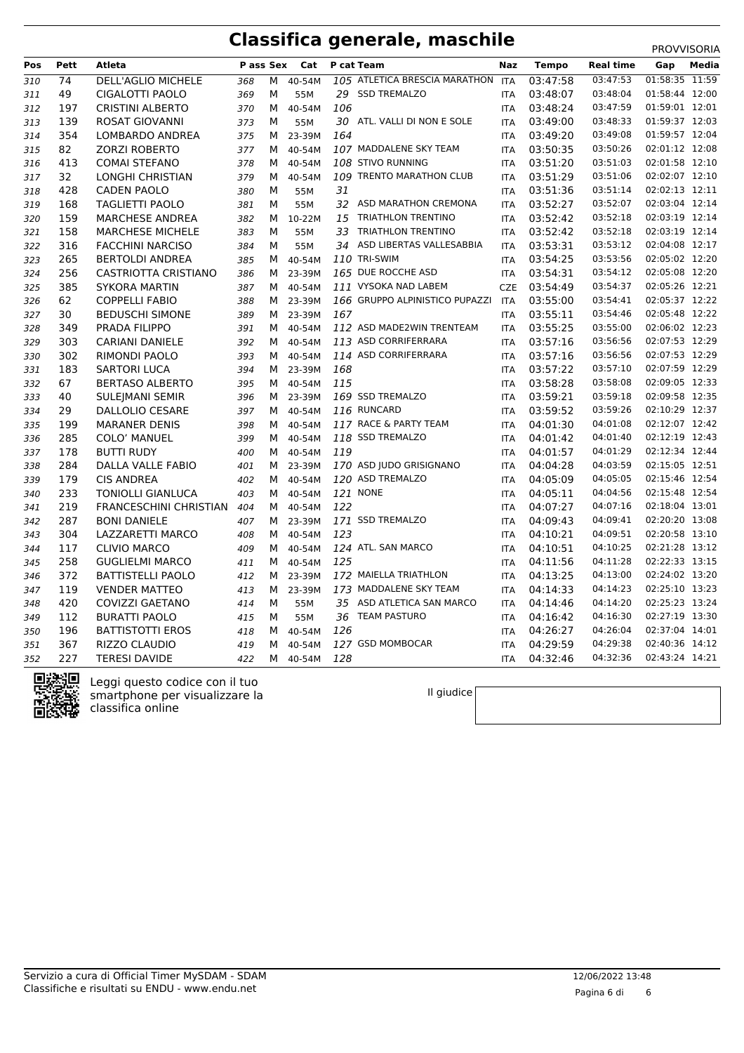# Classifica generale, maschile

PROVVISORIA

| Pos | Pett | Atleta | P ass | Sex | Cat | P cat | Team | Naz | Tempo | Real time | Gap | Media |
|---|---|---|---|---|---|---|---|---|---|---|---|---|
| 310 | 74 | DELL'AGLIO MICHELE | 368 | M | 40-54M | 105 | ATLETICA BRESCIA MARATHON | ITA | 03:47:58 | 03:47:53 | 01:58:35 | 11:59 |
| 311 | 49 | CIGALOTTI PAOLO | 369 | M | 55M | 29 | SSD TREMALZO | ITA | 03:48:07 | 03:48:04 | 01:58:44 | 12:00 |
| 312 | 197 | CRISTINI ALBERTO | 370 | M | 40-54M | 106 | | ITA | 03:48:24 | 03:47:59 | 01:59:01 | 12:01 |
| 313 | 139 | ROSAT GIOVANNI | 373 | M | 55M | 30 | ATL. VALLI DI NON E SOLE | ITA | 03:49:00 | 03:48:33 | 01:59:37 | 12:03 |
| 314 | 354 | LOMBARDO ANDREA | 375 | M | 23-39M | 164 | | ITA | 03:49:20 | 03:49:08 | 01:59:57 | 12:04 |
| 315 | 82 | ZORZI ROBERTO | 377 | M | 40-54M | 107 | MADDALENE SKY TEAM | ITA | 03:50:35 | 03:50:26 | 02:01:12 | 12:08 |
| 316 | 413 | COMAI STEFANO | 378 | M | 40-54M | 108 | STIVO RUNNING | ITA | 03:51:20 | 03:51:03 | 02:01:58 | 12:10 |
| 317 | 32 | LONGHI CHRISTIAN | 379 | M | 40-54M | 109 | TRENTO MARATHON CLUB | ITA | 03:51:29 | 03:51:06 | 02:02:07 | 12:10 |
| 318 | 428 | CADEN PAOLO | 380 | M | 55M | 31 | | ITA | 03:51:36 | 03:51:14 | 02:02:13 | 12:11 |
| 319 | 168 | TAGLIETTI PAOLO | 381 | M | 55M | 32 | ASD MARATHON CREMONA | ITA | 03:52:27 | 03:52:07 | 02:03:04 | 12:14 |
| 320 | 159 | MARCHESE ANDREA | 382 | M | 10-22M | 15 | TRIATHLON TRENTINO | ITA | 03:52:42 | 03:52:18 | 02:03:19 | 12:14 |
| 321 | 158 | MARCHESE MICHELE | 383 | M | 55M | 33 | TRIATHLON TRENTINO | ITA | 03:52:42 | 03:52:18 | 02:03:19 | 12:14 |
| 322 | 316 | FACCHINI NARCISO | 384 | M | 55M | 34 | ASD LIBERTAS VALLESABBIA | ITA | 03:53:31 | 03:53:12 | 02:04:08 | 12:17 |
| 323 | 265 | BERTOLDI ANDREA | 385 | M | 40-54M | 110 | TRI-SWIM | ITA | 03:54:25 | 03:53:56 | 02:05:02 | 12:20 |
| 324 | 256 | CASTRIOTTA CRISTIANO | 386 | M | 23-39M | 165 | DUE ROCCHE ASD | ITA | 03:54:31 | 03:54:12 | 02:05:08 | 12:20 |
| 325 | 385 | SYKORA MARTIN | 387 | M | 40-54M | 111 | VYSOKA NAD LABEM | CZE | 03:54:49 | 03:54:37 | 02:05:26 | 12:21 |
| 326 | 62 | COPPELLI FABIO | 388 | M | 23-39M | 166 | GRUPPO ALPINISTICO PUPAZZI | ITA | 03:55:00 | 03:54:41 | 02:05:37 | 12:22 |
| 327 | 30 | BEDUSCHI SIMONE | 389 | M | 23-39M | 167 | | ITA | 03:55:11 | 03:54:46 | 02:05:48 | 12:22 |
| 328 | 349 | PRADA FILIPPO | 391 | M | 40-54M | 112 | ASD MADE2WIN TRENTEAM | ITA | 03:55:25 | 03:55:00 | 02:06:02 | 12:23 |
| 329 | 303 | CARIANI DANIELE | 392 | M | 40-54M | 113 | ASD CORRIFERRARA | ITA | 03:57:16 | 03:56:56 | 02:07:53 | 12:29 |
| 330 | 302 | RIMONDI PAOLO | 393 | M | 40-54M | 114 | ASD CORRIFERRARA | ITA | 03:57:16 | 03:56:56 | 02:07:53 | 12:29 |
| 331 | 183 | SARTORI LUCA | 394 | M | 23-39M | 168 | | ITA | 03:57:22 | 03:57:10 | 02:07:59 | 12:29 |
| 332 | 67 | BERTASO ALBERTO | 395 | M | 40-54M | 115 | | ITA | 03:58:28 | 03:58:08 | 02:09:05 | 12:33 |
| 333 | 40 | SULEJMANI SEMIR | 396 | M | 23-39M | 169 | SSD TREMALZO | ITA | 03:59:21 | 03:59:18 | 02:09:58 | 12:35 |
| 334 | 29 | DALLOLIO CESARE | 397 | M | 40-54M | 116 | RUNCARD | ITA | 03:59:52 | 03:59:26 | 02:10:29 | 12:37 |
| 335 | 199 | MARANER DENIS | 398 | M | 40-54M | 117 | RACE & PARTY TEAM | ITA | 04:01:30 | 04:01:08 | 02:12:07 | 12:42 |
| 336 | 285 | COLO' MANUEL | 399 | M | 40-54M | 118 | SSD TREMALZO | ITA | 04:01:42 | 04:01:40 | 02:12:19 | 12:43 |
| 337 | 178 | BUTTI RUDY | 400 | M | 40-54M | 119 | | ITA | 04:01:57 | 04:01:29 | 02:12:34 | 12:44 |
| 338 | 284 | DALLA VALLE FABIO | 401 | M | 23-39M | 170 | ASD JUDO GRISIGNANO | ITA | 04:04:28 | 04:03:59 | 02:15:05 | 12:51 |
| 339 | 179 | CIS ANDREA | 402 | M | 40-54M | 120 | ASD TREMALZO | ITA | 04:05:09 | 04:05:05 | 02:15:46 | 12:54 |
| 340 | 233 | TONIOLLI GIANLUCA | 403 | M | 40-54M | 121 | NONE | ITA | 04:05:11 | 04:04:56 | 02:15:48 | 12:54 |
| 341 | 219 | FRANCESCHINI CHRISTIAN | 404 | M | 40-54M | 122 | | ITA | 04:07:27 | 04:07:16 | 02:18:04 | 13:01 |
| 342 | 287 | BONI DANIELE | 407 | M | 23-39M | 171 | SSD TREMALZO | ITA | 04:09:43 | 04:09:41 | 02:20:20 | 13:08 |
| 343 | 304 | LAZZARETTI MARCO | 408 | M | 40-54M | 123 | | ITA | 04:10:21 | 04:09:51 | 02:20:58 | 13:10 |
| 344 | 117 | CLIVIO MARCO | 409 | M | 40-54M | 124 | ATL. SAN MARCO | ITA | 04:10:51 | 04:10:25 | 02:21:28 | 13:12 |
| 345 | 258 | GUGLIELMI MARCO | 411 | M | 40-54M | 125 | | ITA | 04:11:56 | 04:11:28 | 02:22:33 | 13:15 |
| 346 | 372 | BATTISTELLI PAOLO | 412 | M | 23-39M | 172 | MAIELLA TRIATHLON | ITA | 04:13:25 | 04:13:00 | 02:24:02 | 13:20 |
| 347 | 119 | VENDER MATTEO | 413 | M | 23-39M | 173 | MADDALENE SKY TEAM | ITA | 04:14:33 | 04:14:23 | 02:25:10 | 13:23 |
| 348 | 420 | COVIZZI GAETANO | 414 | M | 55M | 35 | ASD ATLETICA SAN MARCO | ITA | 04:14:46 | 04:14:20 | 02:25:23 | 13:24 |
| 349 | 112 | BURATTI PAOLO | 415 | M | 55M | 36 | TEAM PASTURO | ITA | 04:16:42 | 04:16:30 | 02:27:19 | 13:30 |
| 350 | 196 | BATTISTOTTI EROS | 418 | M | 40-54M | 126 | | ITA | 04:26:27 | 04:26:04 | 02:37:04 | 14:01 |
| 351 | 367 | RIZZO CLAUDIO | 419 | M | 40-54M | 127 | GSD MOMBOCAR | ITA | 04:29:59 | 04:29:38 | 02:40:36 | 14:12 |
| 352 | 227 | TERESI DAVIDE | 422 | M | 40-54M | 128 | | ITA | 04:32:46 | 04:32:36 | 02:43:24 | 14:21 |

Leggi questo codice con il tuo smartphone per visualizzare la classifica online

Il giudice

Servizio a cura di Official Timer MySDAM - SDAM
Classifiche e risultati su ENDU - www.endu.net

12/06/2022 13:48